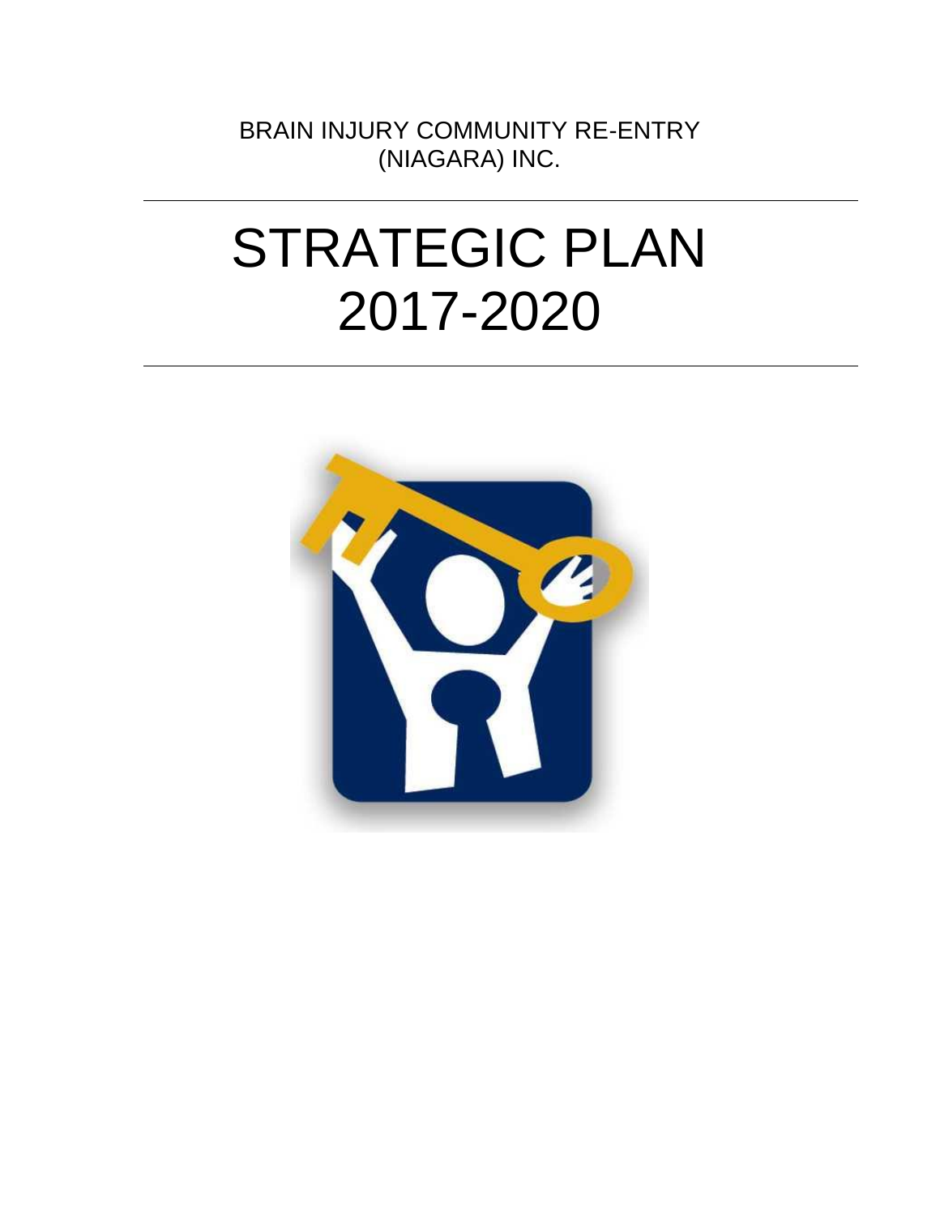BRAIN INJURY COMMUNITY RE-ENTRY (NIAGARA) INC.

---

# STRATEGIC PLAN 2017-2020

---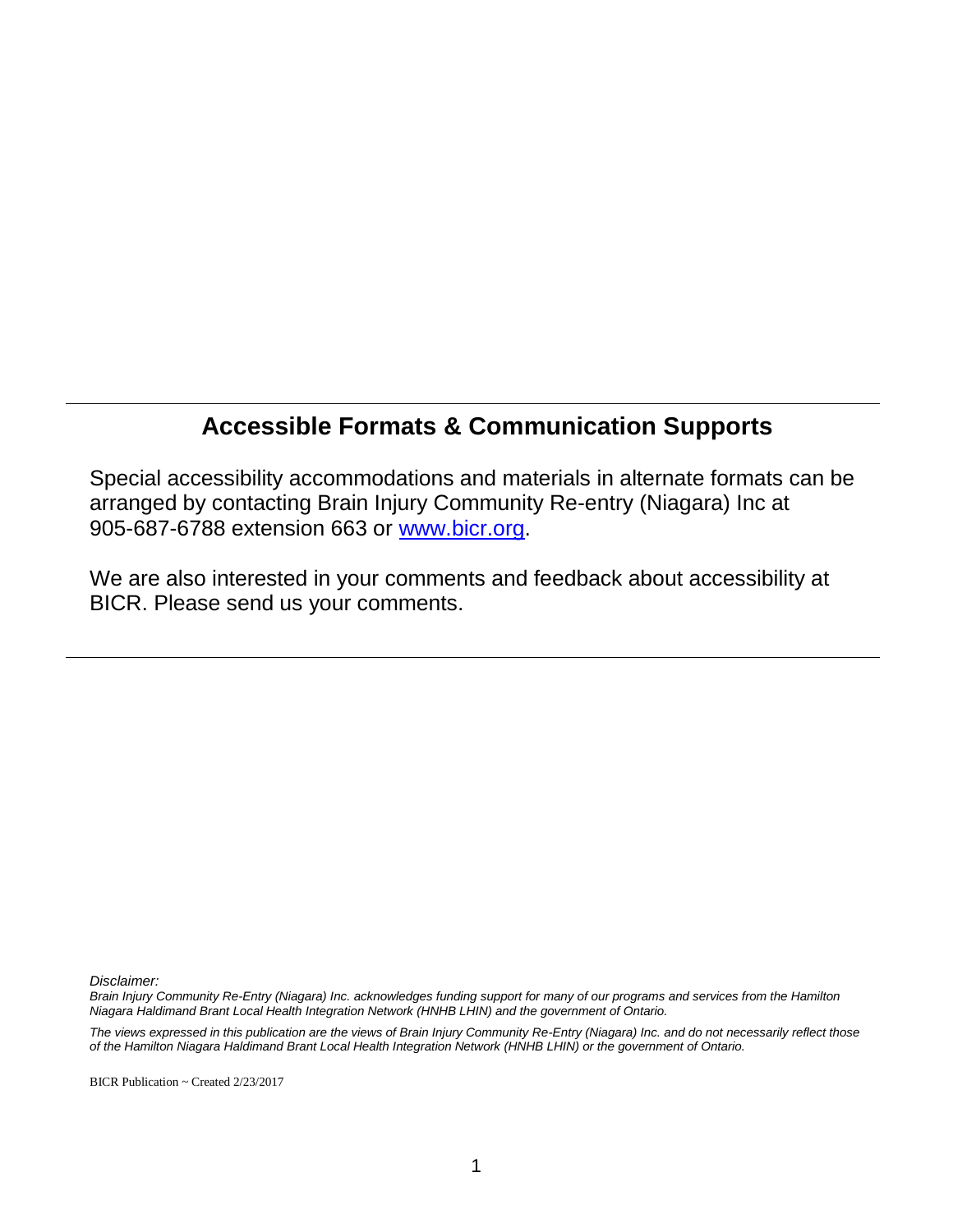## Accessible Formats & Communication Supports

Special accessibility accommodations and materials in alternate formats can be arranged by contacting Brain Injury Community Re-entry (Niagara) Inc at 905-687-6788 extension 663 or [www.bicr.org](http://www.bicr.org).

We are also interested in your comments and feedback about accessibility at BICR. Please send us your comments.

---

*Disclaimer:*

*Brain Injury Community Re-Entry (Niagara) Inc. acknowledges funding support for many of our programs and services from the Hamilton Niagara Haldimand Brant Local Health Integration Network (HNHB LHIN) and the government of Ontario.*

*The views expressed in this publication are the views of Brain Injury Community Re-Entry (Niagara) Inc. and do not necessarily reflect those of the Hamilton Niagara Haldimand Brant Local Health Integration Network (HNHB LHIN) or the government of Ontario.*

BICR Publication ~ Created 2/23/2017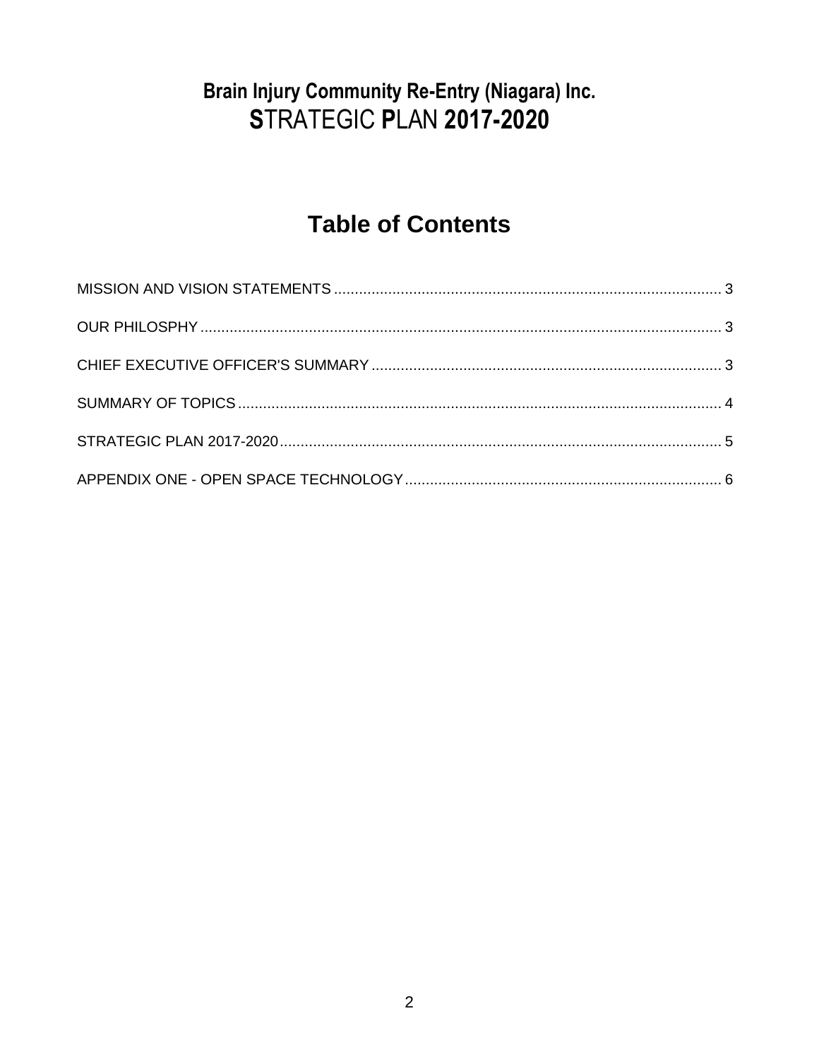# Brain Injury Community Re-Entry (Niagara) Inc.
# STRATEGIC PLAN 2017-2020

## Table of Contents

MISSION AND VISION STATEMENTS ........................................................................................... 3

OUR PHILOSPHY ........................................................................................................................... 3

CHIEF EXECUTIVE OFFICER'S SUMMARY .................................................................................. 3

SUMMARY OF TOPICS .................................................................................................................. 4

STRATEGIC PLAN 2017-2020 ......................................................................................................... 5

APPENDIX ONE - OPEN SPACE TECHNOLOGY ........................................................................... 6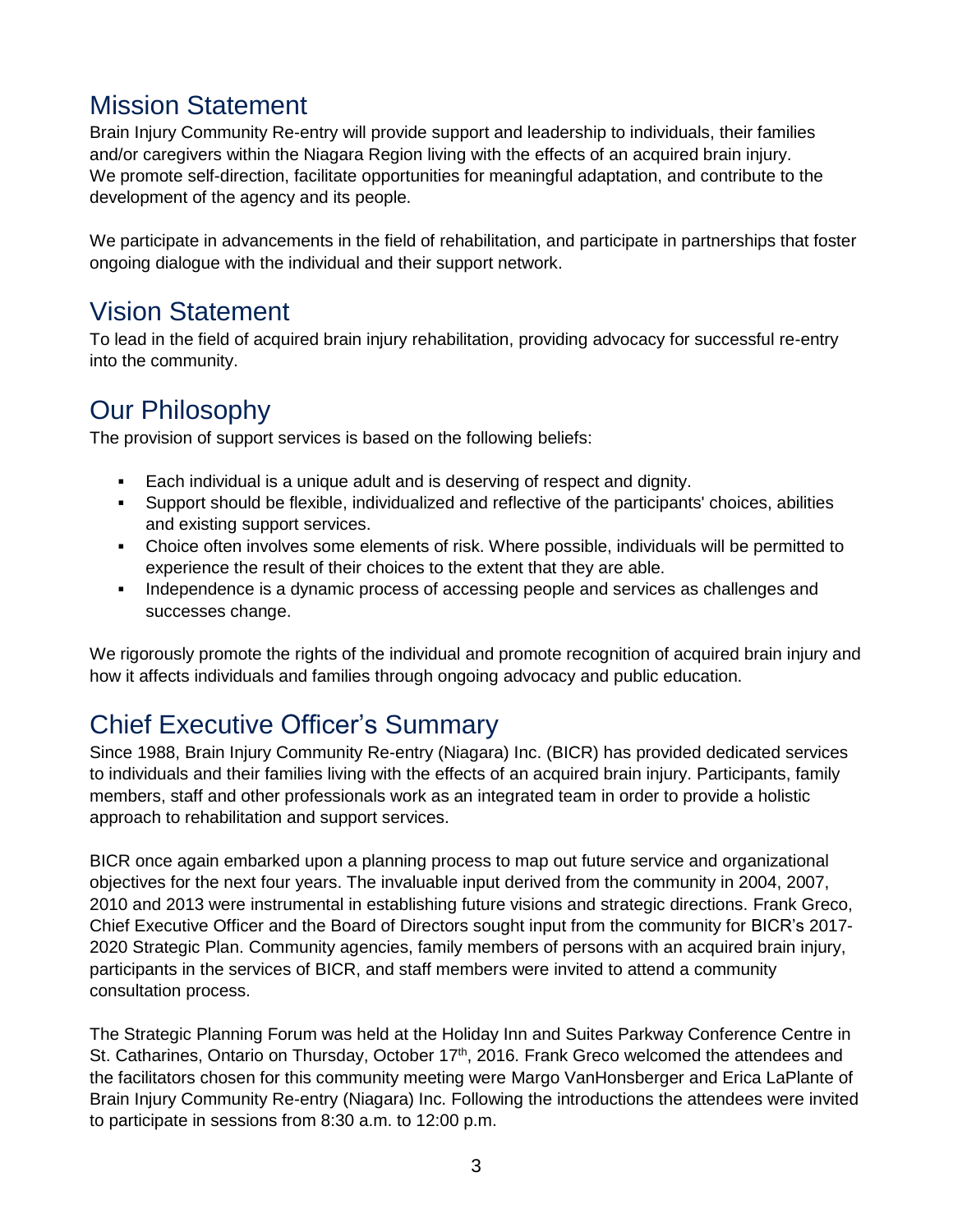## Mission Statement

Brain Injury Community Re-entry will provide support and leadership to individuals, their families and/or caregivers within the Niagara Region living with the effects of an acquired brain injury. We promote self-direction, facilitate opportunities for meaningful adaptation, and contribute to the development of the agency and its people.

We participate in advancements in the field of rehabilitation, and participate in partnerships that foster ongoing dialogue with the individual and their support network.

## Vision Statement

To lead in the field of acquired brain injury rehabilitation, providing advocacy for successful re-entry into the community.

## Our Philosophy

The provision of support services is based on the following beliefs:

- Each individual is a unique adult and is deserving of respect and dignity.
- Support should be flexible, individualized and reflective of the participants' choices, abilities and existing support services.
- Choice often involves some elements of risk. Where possible, individuals will be permitted to experience the result of their choices to the extent that they are able.
- Independence is a dynamic process of accessing people and services as challenges and successes change.

We rigorously promote the rights of the individual and promote recognition of acquired brain injury and how it affects individuals and families through ongoing advocacy and public education.

## Chief Executive Officer's Summary

Since 1988, Brain Injury Community Re-entry (Niagara) Inc. (BICR) has provided dedicated services to individuals and their families living with the effects of an acquired brain injury. Participants, family members, staff and other professionals work as an integrated team in order to provide a holistic approach to rehabilitation and support services.

BICR once again embarked upon a planning process to map out future service and organizational objectives for the next four years. The invaluable input derived from the community in 2004, 2007, 2010 and 2013 were instrumental in establishing future visions and strategic directions. Frank Greco, Chief Executive Officer and the Board of Directors sought input from the community for BICR's 2017-2020 Strategic Plan. Community agencies, family members of persons with an acquired brain injury, participants in the services of BICR, and staff members were invited to attend a community consultation process.

The Strategic Planning Forum was held at the Holiday Inn and Suites Parkway Conference Centre in St. Catharines, Ontario on Thursday, October 17th, 2016. Frank Greco welcomed the attendees and the facilitators chosen for this community meeting were Margo VanHonsberger and Erica LaPlante of Brain Injury Community Re-entry (Niagara) Inc. Following the introductions the attendees were invited to participate in sessions from 8:30 a.m. to 12:00 p.m.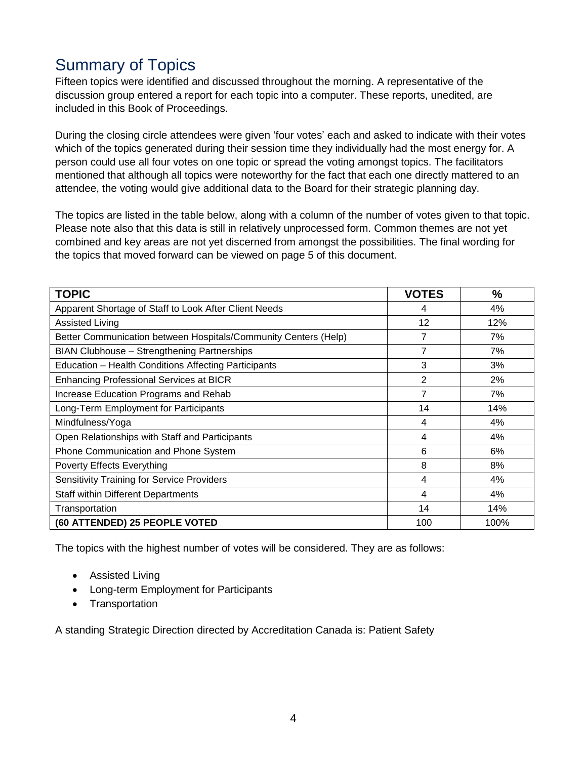## Summary of Topics

Fifteen topics were identified and discussed throughout the morning. A representative of the discussion group entered a report for each topic into a computer. These reports, unedited, are included in this Book of Proceedings.

During the closing circle attendees were given 'four votes' each and asked to indicate with their votes which of the topics generated during their session time they individually had the most energy for. A person could use all four votes on one topic or spread the voting amongst topics. The facilitators mentioned that although all topics were noteworthy for the fact that each one directly mattered to an attendee, the voting would give additional data to the Board for their strategic planning day.

The topics are listed in the table below, along with a column of the number of votes given to that topic. Please note also that this data is still in relatively unprocessed form. Common themes are not yet combined and key areas are not yet discerned from amongst the possibilities. The final wording for the topics that moved forward can be viewed on page 5 of this document.

| TOPIC | VOTES | % |
|---|---|---|
| Apparent Shortage of Staff to Look After Client Needs | 4 | 4% |
| Assisted Living | 12 | 12% |
| Better Communication between Hospitals/Community Centers (Help) | 7 | 7% |
| BIAN Clubhouse – Strengthening Partnerships | 7 | 7% |
| Education – Health Conditions Affecting Participants | 3 | 3% |
| Enhancing Professional Services at BICR | 2 | 2% |
| Increase Education Programs and Rehab | 7 | 7% |
| Long-Term Employment for Participants | 14 | 14% |
| Mindfulness/Yoga | 4 | 4% |
| Open Relationships with Staff and Participants | 4 | 4% |
| Phone Communication and Phone System | 6 | 6% |
| Poverty Effects Everything | 8 | 8% |
| Sensitivity Training for Service Providers | 4 | 4% |
| Staff within Different Departments | 4 | 4% |
| Transportation | 14 | 14% |
| **(60 ATTENDED) 25 PEOPLE VOTED** | 100 | 100% |

The topics with the highest number of votes will be considered. They are as follows:

- Assisted Living
- Long-term Employment for Participants
- Transportation

A standing Strategic Direction directed by Accreditation Canada is: Patient Safety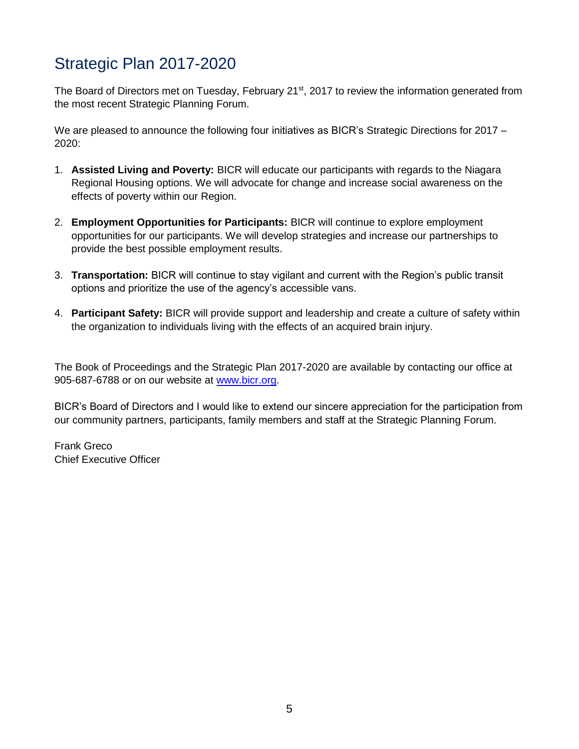# Strategic Plan 2017-2020

The Board of Directors met on Tuesday, February 21st, 2017 to review the information generated from the most recent Strategic Planning Forum.

We are pleased to announce the following four initiatives as BICR's Strategic Directions for 2017 – 2020:

1. **Assisted Living and Poverty:** BICR will educate our participants with regards to the Niagara Regional Housing options. We will advocate for change and increase social awareness on the effects of poverty within our Region.

2. **Employment Opportunities for Participants:** BICR will continue to explore employment opportunities for our participants. We will develop strategies and increase our partnerships to provide the best possible employment results.

3. **Transportation:** BICR will continue to stay vigilant and current with the Region's public transit options and prioritize the use of the agency's accessible vans.

4. **Participant Safety:** BICR will provide support and leadership and create a culture of safety within the organization to individuals living with the effects of an acquired brain injury.

The Book of Proceedings and the Strategic Plan 2017-2020 are available by contacting our office at 905-687-6788 or on our website at [www.bicr.org](http://www.bicr.org).

BICR's Board of Directors and I would like to extend our sincere appreciation for the participation from our community partners, participants, family members and staff at the Strategic Planning Forum.

Frank Greco
Chief Executive Officer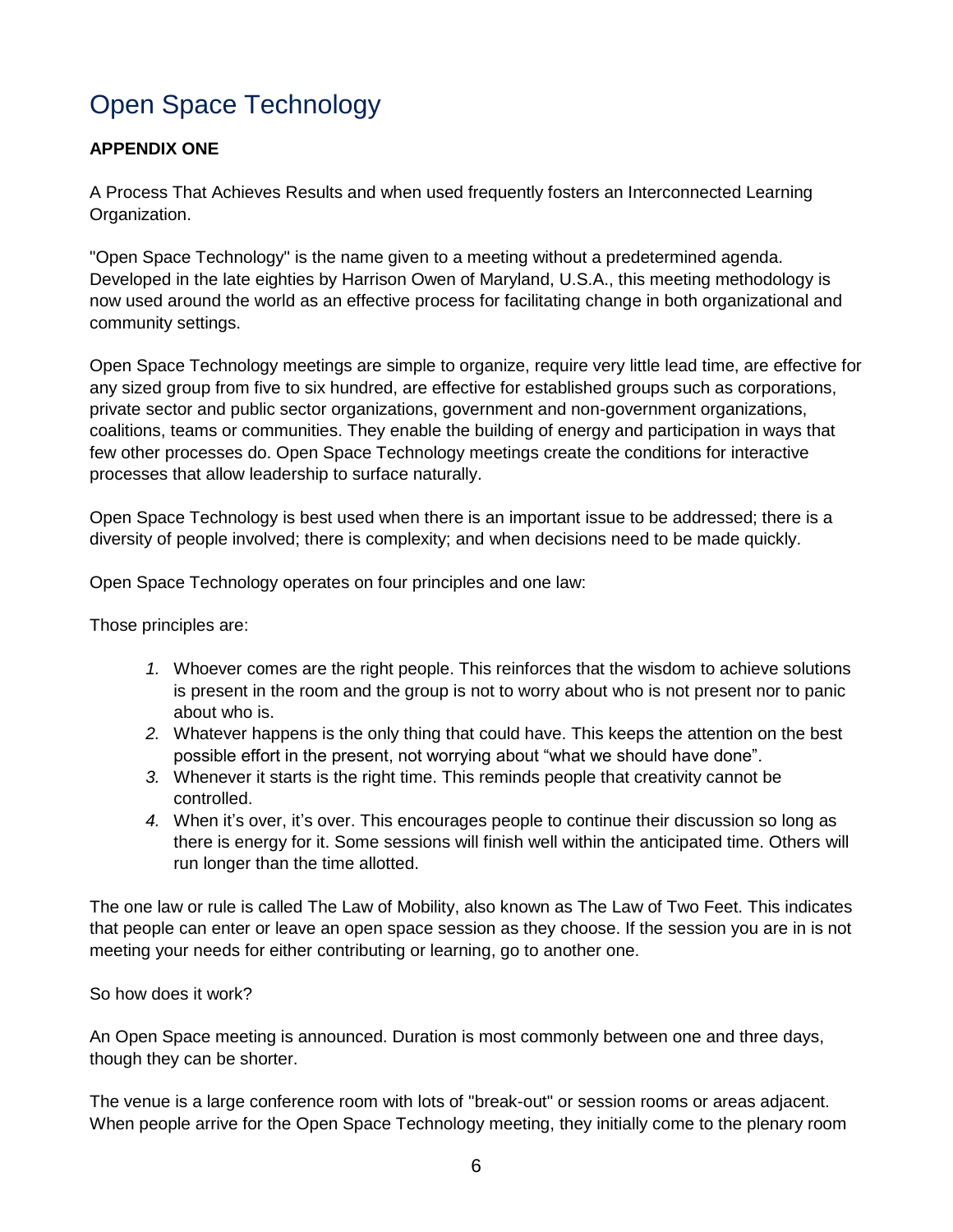# Open Space Technology

**APPENDIX ONE**

A Process That Achieves Results and when used frequently fosters an Interconnected Learning Organization.

"Open Space Technology" is the name given to a meeting without a predetermined agenda. Developed in the late eighties by Harrison Owen of Maryland, U.S.A., this meeting methodology is now used around the world as an effective process for facilitating change in both organizational and community settings.

Open Space Technology meetings are simple to organize, require very little lead time, are effective for any sized group from five to six hundred, are effective for established groups such as corporations, private sector and public sector organizations, government and non-government organizations, coalitions, teams or communities. They enable the building of energy and participation in ways that few other processes do. Open Space Technology meetings create the conditions for interactive processes that allow leadership to surface naturally.

Open Space Technology is best used when there is an important issue to be addressed; there is a diversity of people involved; there is complexity; and when decisions need to be made quickly.

Open Space Technology operates on four principles and one law:

Those principles are:

1. Whoever comes are the right people. This reinforces that the wisdom to achieve solutions is present in the room and the group is not to worry about who is not present nor to panic about who is.
2. Whatever happens is the only thing that could have. This keeps the attention on the best possible effort in the present, not worrying about "what we should have done".
3. Whenever it starts is the right time. This reminds people that creativity cannot be controlled.
4. When it's over, it's over. This encourages people to continue their discussion so long as there is energy for it. Some sessions will finish well within the anticipated time. Others will run longer than the time allotted.

The one law or rule is called The Law of Mobility, also known as The Law of Two Feet. This indicates that people can enter or leave an open space session as they choose. If the session you are in is not meeting your needs for either contributing or learning, go to another one.

So how does it work?

An Open Space meeting is announced. Duration is most commonly between one and three days, though they can be shorter.

The venue is a large conference room with lots of "break-out" or session rooms or areas adjacent. When people arrive for the Open Space Technology meeting, they initially come to the plenary room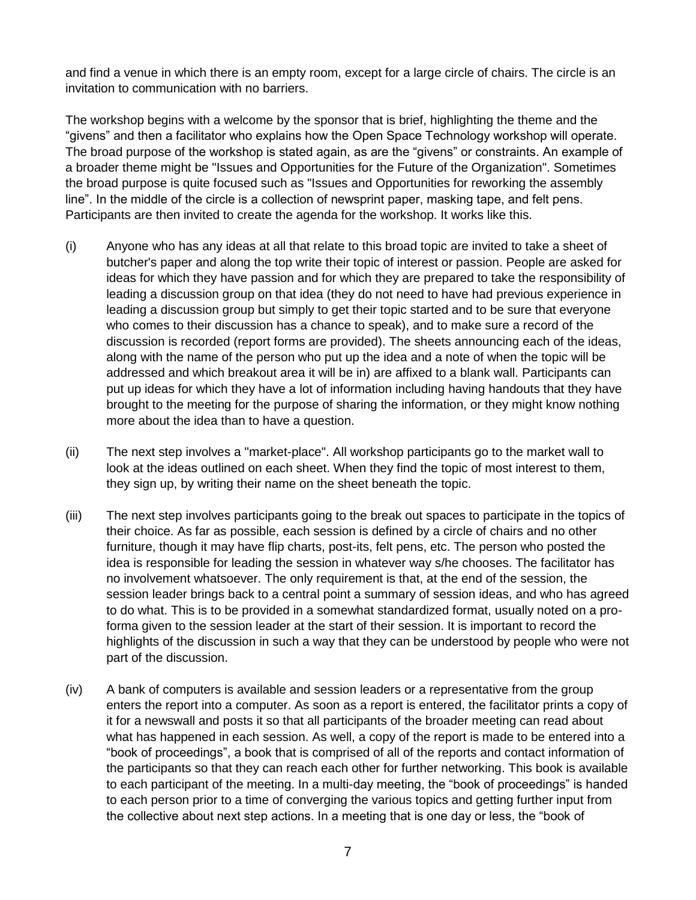and find a venue in which there is an empty room, except for a large circle of chairs. The circle is an invitation to communication with no barriers.

The workshop begins with a welcome by the sponsor that is brief, highlighting the theme and the "givens" and then a facilitator who explains how the Open Space Technology workshop will operate. The broad purpose of the workshop is stated again, as are the "givens" or constraints. An example of a broader theme might be "Issues and Opportunities for the Future of the Organization". Sometimes the broad purpose is quite focused such as "Issues and Opportunities for reworking the assembly line". In the middle of the circle is a collection of newsprint paper, masking tape, and felt pens. Participants are then invited to create the agenda for the workshop. It works like this.

(i) Anyone who has any ideas at all that relate to this broad topic are invited to take a sheet of butcher's paper and along the top write their topic of interest or passion. People are asked for ideas for which they have passion and for which they are prepared to take the responsibility of leading a discussion group on that idea (they do not need to have had previous experience in leading a discussion group but simply to get their topic started and to be sure that everyone who comes to their discussion has a chance to speak), and to make sure a record of the discussion is recorded (report forms are provided). The sheets announcing each of the ideas, along with the name of the person who put up the idea and a note of when the topic will be addressed and which breakout area it will be in) are affixed to a blank wall. Participants can put up ideas for which they have a lot of information including having handouts that they have brought to the meeting for the purpose of sharing the information, or they might know nothing more about the idea than to have a question.

(ii) The next step involves a "market-place". All workshop participants go to the market wall to look at the ideas outlined on each sheet. When they find the topic of most interest to them, they sign up, by writing their name on the sheet beneath the topic.

(iii) The next step involves participants going to the break out spaces to participate in the topics of their choice. As far as possible, each session is defined by a circle of chairs and no other furniture, though it may have flip charts, post-its, felt pens, etc. The person who posted the idea is responsible for leading the session in whatever way s/he chooses. The facilitator has no involvement whatsoever. The only requirement is that, at the end of the session, the session leader brings back to a central point a summary of session ideas, and who has agreed to do what. This is to be provided in a somewhat standardized format, usually noted on a pro-forma given to the session leader at the start of their session. It is important to record the highlights of the discussion in such a way that they can be understood by people who were not part of the discussion.

(iv) A bank of computers is available and session leaders or a representative from the group enters the report into a computer. As soon as a report is entered, the facilitator prints a copy of it for a newswall and posts it so that all participants of the broader meeting can read about what has happened in each session. As well, a copy of the report is made to be entered into a "book of proceedings", a book that is comprised of all of the reports and contact information of the participants so that they can reach each other for further networking. This book is available to each participant of the meeting. In a multi-day meeting, the "book of proceedings" is handed to each person prior to a time of converging the various topics and getting further input from the collective about next step actions. In a meeting that is one day or less, the "book of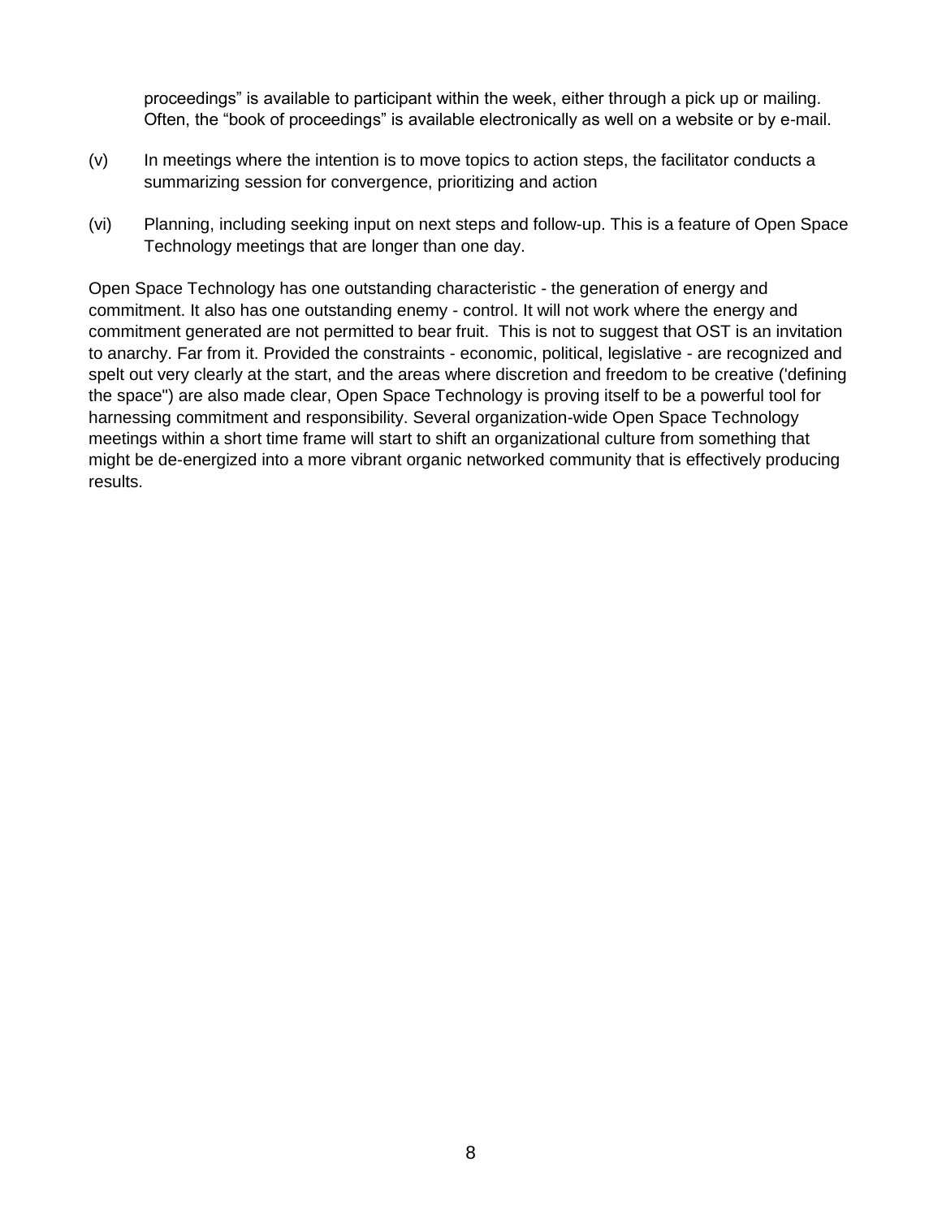proceedings" is available to participant within the week, either through a pick up or mailing. Often, the "book of proceedings" is available electronically as well on a website or by e-mail.

(v) In meetings where the intention is to move topics to action steps, the facilitator conducts a summarizing session for convergence, prioritizing and action

(vi) Planning, including seeking input on next steps and follow-up. This is a feature of Open Space Technology meetings that are longer than one day.

Open Space Technology has one outstanding characteristic - the generation of energy and commitment. It also has one outstanding enemy - control. It will not work where the energy and commitment generated are not permitted to bear fruit. This is not to suggest that OST is an invitation to anarchy. Far from it. Provided the constraints - economic, political, legislative - are recognized and spelt out very clearly at the start, and the areas where discretion and freedom to be creative ('defining the space") are also made clear, Open Space Technology is proving itself to be a powerful tool for harnessing commitment and responsibility. Several organization-wide Open Space Technology meetings within a short time frame will start to shift an organizational culture from something that might be de-energized into a more vibrant organic networked community that is effectively producing results.